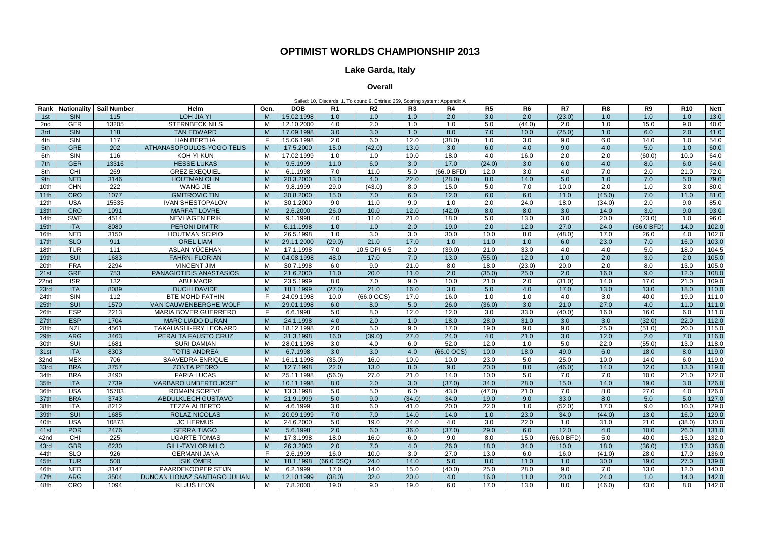# OPTIMIST WORLDS CHAMPIONSHIP 2013

## Lake Garda, Italy

### Overall

Sailed: 10, Discards: 1, To count: 9, Entries: 259, Scoring system: Appendix A

| Rank | Nationality | Sail Number | Helm | Gen. | DOB | R1 | R2 | R3 | R4 | R5 | R6 | R7 | R8 | R9 | R10 | Nett |
|---|---|---|---|---|---|---|---|---|---|---|---|---|---|---|---|---|
| 1st | SIN | 115 | LOH JIA YI | M | 15.02.1998 | 1.0 | 1.0 | 1.0 | 2.0 | 3.0 | 2.0 | (23.0) | 1.0 | 1.0 | 1.0 | 13.0 |
| 2nd | GER | 13205 | STERNBECK NILS | M | 12.10.2000 | 4.0 | 2.0 | 1.0 | 1.0 | 5.0 | (44.0) | 2.0 | 1.0 | 15.0 | 9.0 | 40.0 |
| 3rd | SIN | 118 | TAN EDWARD | M | 17.09.1998 | 3.0 | 3.0 | 1.0 | 8.0 | 7.0 | 10.0 | (25.0) | 1.0 | 6.0 | 2.0 | 41.0 |
| 4th | SIN | 117 | HAN BERTHA | F | 15.06.1998 | 2.0 | 6.0 | 12.0 | (38.0) | 1.0 | 3.0 | 9.0 | 6.0 | 14.0 | 1.0 | 54.0 |
| 5th | GRE | 202 | ATHANASOPOULOS-YOGO TELIS | M | 17.5.2000 | 15.0 | (42.0) | 13.0 | 3.0 | 6.0 | 4.0 | 9.0 | 4.0 | 5.0 | 1.0 | 60.0 |
| 6th | SIN | 116 | KOH YI KUN | M | 17.02.1999 | 1.0 | 1.0 | 10.0 | 18.0 | 4.0 | 16.0 | 2.0 | 2.0 | (60.0) | 10.0 | 64.0 |
| 7th | GER | 13316 | HESSE LUKAS | M | 9.5.1999 | 11.0 | 6.0 | 3.0 | 17.0 | (24.0) | 3.0 | 6.0 | 4.0 | 8.0 | 6.0 | 64.0 |
| 8th | CHI | 269 | GREZ EXEQUIEL | M | 6.1.1998 | 7.0 | 11.0 | 5.0 | (66.0 BFD) | 12.0 | 3.0 | 4.0 | 7.0 | 2.0 | 21.0 | 72.0 |
| 9th | NED | 3146 | HOUTMAN OLIN | M | 20.3.2000 | 13.0 | 4.0 | 22.0 | (28.0) | 8.0 | 14.0 | 5.0 | 1.0 | 7.0 | 5.0 | 79.0 |
| 10th | CHN | 222 | WANG JIE | M | 9.8.1999 | 29.0 | (43.0) | 8.0 | 15.0 | 5.0 | 7.0 | 10.0 | 2.0 | 1.0 | 3.0 | 80.0 |
| 11th | CRO | 1077 | GMITROVIC TIN | M | 30.8.2000 | 15.0 | 7.0 | 6.0 | 12.0 | 6.0 | 6.0 | 11.0 | (45.0) | 7.0 | 11.0 | 81.0 |
| 12th | USA | 15535 | IVAN SHESTOPALOV | M | 30.1.2000 | 9.0 | 11.0 | 9.0 | 1.0 | 2.0 | 24.0 | 18.0 | (34.0) | 2.0 | 9.0 | 85.0 |
| 13th | CRO | 1091 | MARFAT LOVRE | M | 2.6.2000 | 26.0 | 10.0 | 12.0 | (42.0) | 8.0 | 8.0 | 3.0 | 14.0 | 3.0 | 9.0 | 93.0 |
| 14th | SWE | 4514 | NEVHAGEN ERIK | M | 9.1.1998 | 4.0 | 11.0 | 21.0 | 18.0 | 5.0 | 13.0 | 3.0 | 20.0 | (23.0) | 1.0 | 96.0 |
| 15th | ITA | 8080 | PERONI DIMITRI | M | 6.11.1998 | 1.0 | 1.0 | 2.0 | 19.0 | 2.0 | 12.0 | 27.0 | 24.0 | (66.0 BFD) | 14.0 | 102.0 |
| 16th | NED | 3150 | HOUTMAN SCIPIO | M | 26.5.1998 | 1.0 | 3.0 | 3.0 | 30.0 | 10.0 | 8.0 | (48.0) | 17.0 | 26.0 | 4.0 | 102.0 |
| 17th | SLO | 911 | OREL LIAM | M | 29.11.2000 | (29.0) | 21.0 | 17.0 | 1.0 | 11.0 | 1.0 | 6.0 | 23.0 | 7.0 | 16.0 | 103.0 |
| 18th | TUR | 111 | ASLAN YÜCEHAN | M | 17.1.1998 | 7.0 | 10.5 DPI 6.5 | 2.0 | (39.0) | 21.0 | 33.0 | 4.0 | 4.0 | 5.0 | 18.0 | 104.5 |
| 19th | SUI | 1683 | FAHRNI FLORIAN | M | 04.08.1998 | 48.0 | 17.0 | 7.0 | 13.0 | (55.0) | 12.0 | 1.0 | 2.0 | 3.0 | 2.0 | 105.0 |
| 20th | FRA | 2294 | VINCENT JIM | M | 30.7.1998 | 6.0 | 9.0 | 21.0 | 8.0 | 18.0 | (23.0) | 20.0 | 2.0 | 8.0 | 13.0 | 105.0 |
| 21st | GRE | 753 | PANAGIOTIDIS ANASTASIOS | M | 21.6.2000 | 11.0 | 20.0 | 11.0 | 2.0 | (35.0) | 25.0 | 2.0 | 16.0 | 9.0 | 12.0 | 108.0 |
| 22nd | ISR | 132 | ABU MAOR | M | 23.5.1999 | 8.0 | 7.0 | 9.0 | 10.0 | 21.0 | 2.0 | (31.0) | 14.0 | 17.0 | 21.0 | 109.0 |
| 23rd | ITA | 8089 | DUCHI DAVIDE | M | 18.1.1999 | (27.0) | 21.0 | 16.0 | 3.0 | 5.0 | 4.0 | 17.0 | 13.0 | 13.0 | 18.0 | 110.0 |
| 24th | SIN | 112 | BTE MOHD FATHIN | F | 24.09.1998 | 10.0 | (66.0 OCS) | 17.0 | 16.0 | 1.0 | 1.0 | 4.0 | 3.0 | 40.0 | 19.0 | 111.0 |
| 25th | SUI | 1570 | VAN CAUWENBERGHE WOLF | M | 29.01.1998 | 6.0 | 8.0 | 5.0 | 26.0 | (36.0) | 3.0 | 21.0 | 27.0 | 4.0 | 11.0 | 111.0 |
| 26th | ESP | 2213 | MARIA BOVER GUERRERO | F | 6.6.1998 | 5.0 | 8.0 | 12.0 | 12.0 | 3.0 | 33.0 | (40.0) | 16.0 | 16.0 | 6.0 | 111.0 |
| 27th | ESP | 1704 | MARC LIADO DURAN | M | 24.1.1998 | 4.0 | 2.0 | 1.0 | 18.0 | 28.0 | 31.0 | 3.0 | 3.0 | (32.0) | 22.0 | 112.0 |
| 28th | NZL | 4561 | TAKAHASHI-FRY LEONARD | M | 18.12.1998 | 2.0 | 5.0 | 9.0 | 17.0 | 19.0 | 9.0 | 9.0 | 25.0 | (51.0) | 20.0 | 115.0 |
| 29th | ARG | 3463 | PERALTA FAUSTO CRUZ | M | 31.3.1998 | 16.0 | (39.0) | 27.0 | 24.0 | 4.0 | 21.0 | 3.0 | 12.0 | 2.0 | 7.0 | 116.0 |
| 30th | SUI | 1681 | SURI DAMIAN | M | 28.01.1998 | 3.0 | 4.0 | 6.0 | 52.0 | 12.0 | 1.0 | 5.0 | 22.0 | (55.0) | 13.0 | 118.0 |
| 31st | ITA | 8303 | TOTIS ANDREA | M | 6.7.1998 | 3.0 | 3.0 | 4.0 | (66.0 OCS) | 10.0 | 18.0 | 49.0 | 6.0 | 18.0 | 8.0 | 119.0 |
| 32nd | MEX | 706 | SAAVEDRA ENRIQUE | M | 16.11.1998 | (35.0) | 16.0 | 10.0 | 10.0 | 23.0 | 5.0 | 25.0 | 10.0 | 14.0 | 6.0 | 119.0 |
| 33rd | BRA | 3757 | ZONTA PEDRO | M | 12.7.1998 | 22.0 | 13.0 | 8.0 | 9.0 | 20.0 | 8.0 | (46.0) | 14.0 | 12.0 | 13.0 | 119.0 |
| 34th | BRA | 3490 | FARIA LUCAS | M | 25.11.1998 | (56.0) | 27.0 | 21.0 | 14.0 | 10.0 | 5.0 | 7.0 | 7.0 | 10.0 | 21.0 | 122.0 |
| 35th | ITA | 7739 | VARBARO UMBERTO JOSE' | M | 10.11.1998 | 8.0 | 2.0 | 3.0 | (37.0) | 34.0 | 28.0 | 15.0 | 14.0 | 19.0 | 3.0 | 126.0 |
| 36th | USA | 15703 | ROMAIN SCREVE | M | 13.3.1998 | 5.0 | 5.0 | 6.0 | 43.0 | (47.0) | 21.0 | 7.0 | 8.0 | 27.0 | 4.0 | 126.0 |
| 37th | BRA | 3743 | ABDULKLECH GUSTAVO | M | 21.9.1999 | 5.0 | 9.0 | (34.0) | 34.0 | 19.0 | 9.0 | 33.0 | 8.0 | 5.0 | 5.0 | 127.0 |
| 38th | ITA | 8212 | TEZZA ALBERTO | M | 4.6.1999 | 3.0 | 6.0 | 41.0 | 20.0 | 22.0 | 1.0 | (52.0) | 17.0 | 9.0 | 10.0 | 129.0 |
| 39th | SUI | 1685 | ROLAZ NICOLAS | M | 20.09.1999 | 7.0 | 7.0 | 14.0 | 14.0 | 1.0 | 23.0 | 34.0 | (44.0) | 13.0 | 16.0 | 129.0 |
| 40th | USA | 10873 | JC HERMUS | M | 24.6.2000 | 5.0 | 19.0 | 24.0 | 4.0 | 3.0 | 22.0 | 1.0 | 31.0 | 21.0 | (38.0) | 130.0 |
| 41st | POR | 2476 | SERRA TIAGO | M | 5.6.1998 | 2.0 | 6.0 | 36.0 | (37.0) | 29.0 | 6.0 | 12.0 | 4.0 | 10.0 | 26.0 | 131.0 |
| 42nd | CHI | 225 | UGARTE TOMAS | M | 17.3.1998 | 18.0 | 16.0 | 6.0 | 9.0 | 8.0 | 15.0 | (66.0 BFD) | 5.0 | 40.0 | 15.0 | 132.0 |
| 43rd | GBR | 6230 | GILL-TAYLOR MILO | M | 26.3.2000 | 2.0 | 7.0 | 4.0 | 26.0 | 18.0 | 34.0 | 10.0 | 18.0 | (36.0) | 17.0 | 136.0 |
| 44th | SLO | 926 | GERMANI JANA | F | 2.6.1999 | 16.0 | 10.0 | 3.0 | 27.0 | 13.0 | 6.0 | 16.0 | (41.0) | 28.0 | 17.0 | 136.0 |
| 45th | TUR | 500 | ISIK ÖMER | M | 18.1.1998 | (66.0 DSQ) | 24.0 | 14.0 | 5.0 | 8.0 | 11.0 | 1.0 | 30.0 | 19.0 | 27.0 | 139.0 |
| 46th | NED | 3147 | PAARDEKOOPER STIJN | M | 6.2.1999 | 17.0 | 14.0 | 15.0 | (40.0) | 25.0 | 28.0 | 9.0 | 7.0 | 13.0 | 12.0 | 140.0 |
| 47th | ARG | 3504 | DUNCAN LIONAZ SANTIAGO JULIAN | M | 12.10.1999 | (38.0) | 32.0 | 20.0 | 4.0 | 16.0 | 11.0 | 20.0 | 24.0 | 1.0 | 14.0 | 142.0 |
| 48th | CRO | 1094 | KLJUŠ LEON | M | 7.8.2000 | 19.0 | 9.0 | 19.0 | 6.0 | 17.0 | 13.0 | 8.0 | (46.0) | 43.0 | 8.0 | 142.0 |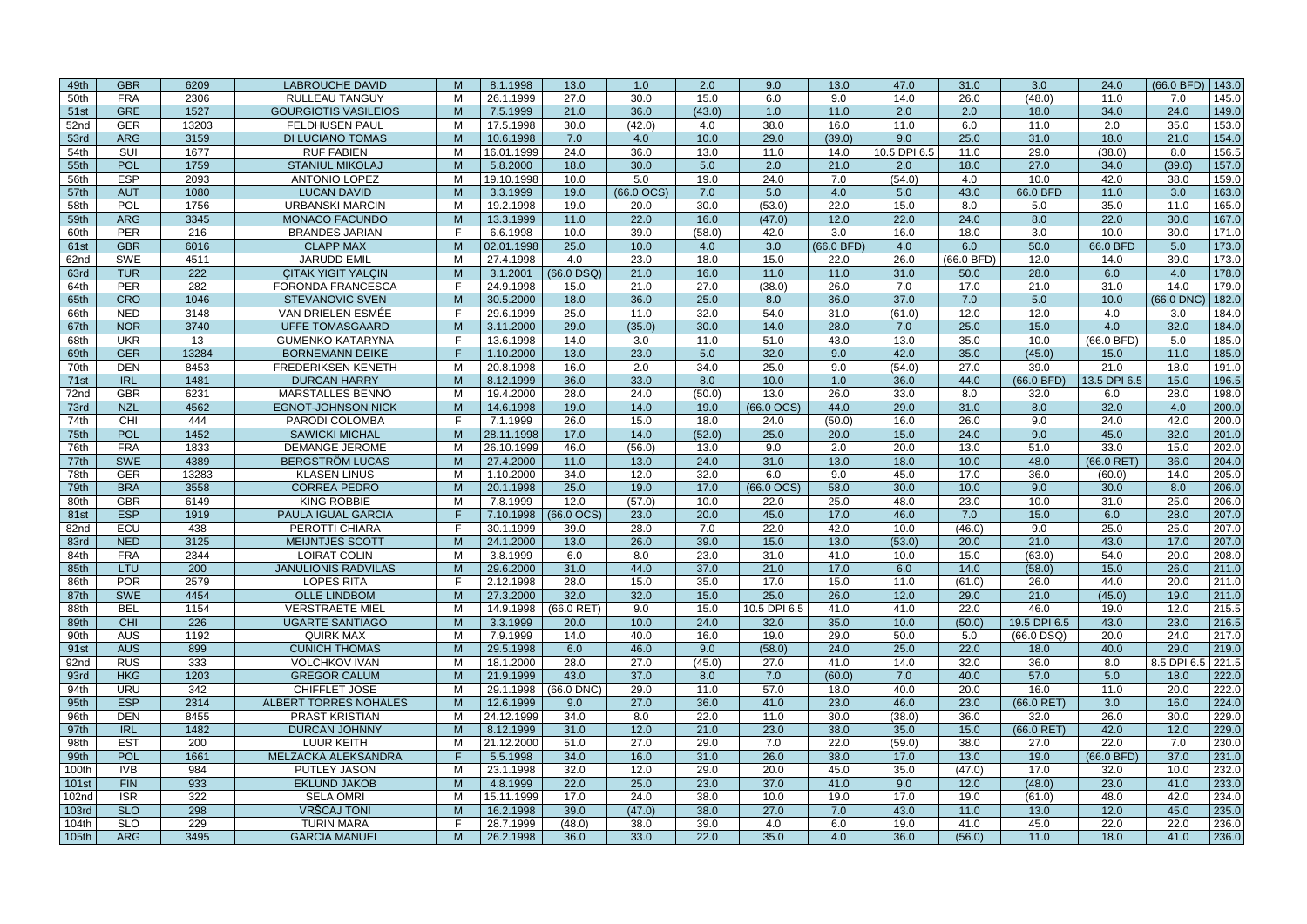| 49th | GBR | 6209 | LABROUCHE DAVID | M | 8.1.1998 | 13.0 | 1.0 | 2.0 | 9.0 | 13.0 | 47.0 | 31.0 | 3.0 | 24.0 | (66.0 BFD) | 143.0 |
|---|---|---|---|---|---|---|---|---|---|---|---|---|---|---|---|---|
| 50th | FRA | 2306 | RULLEAU TANGUY | M | 26.1.1999 | 27.0 | 30.0 | 15.0 | 6.0 | 9.0 | 14.0 | 26.0 | (48.0) | 11.0 | 7.0 | 145.0 |
| 51st | GRE | 1527 | GOURGIOTIS VASILEIOS | M | 7.5.1999 | 21.0 | 36.0 | (43.0) | 1.0 | 11.0 | 2.0 | 2.0 | 18.0 | 34.0 | 24.0 | 149.0 |
| 52nd | GER | 13203 | FELDHUSEN PAUL | M | 17.5.1998 | 30.0 | (42.0) | 4.0 | 38.0 | 16.0 | 11.0 | 6.0 | 11.0 | 2.0 | 35.0 | 153.0 |
| 53rd | ARG | 3159 | DI LUCIANO TOMAS | M | 10.6.1998 | 7.0 | 4.0 | 10.0 | 29.0 | (39.0) | 9.0 | 25.0 | 31.0 | 18.0 | 21.0 | 154.0 |
| 54th | SUI | 1677 | RUF FABIEN | M | 16.01.1999 | 24.0 | 36.0 | 13.0 | 11.0 | 14.0 | 10.5 DPI 6.5 | 11.0 | 29.0 | (38.0) | 8.0 | 156.5 |
| 55th | POL | 1759 | STANIUL MIKOLAJ | M | 5.8.2000 | 18.0 | 30.0 | 5.0 | 2.0 | 21.0 | 2.0 | 18.0 | 27.0 | 34.0 | (39.0) | 157.0 |
| 56th | ESP | 2093 | ANTONIO LOPEZ | M | 19.10.1998 | 10.0 | 5.0 | 19.0 | 24.0 | 7.0 | (54.0) | 4.0 | 10.0 | 42.0 | 38.0 | 159.0 |
| 57th | AUT | 1080 | LUCAN DAVID | M | 3.3.1999 | 19.0 | (66.0 OCS) | 7.0 | 5.0 | 4.0 | 5.0 | 43.0 | 66.0 BFD | 11.0 | 3.0 | 163.0 |
| 58th | POL | 1756 | URBANSKI MARCIN | M | 19.2.1998 | 19.0 | 20.0 | 30.0 | (53.0) | 22.0 | 15.0 | 8.0 | 5.0 | 35.0 | 11.0 | 165.0 |
| 59th | ARG | 3345 | MONACO FACUNDO | M | 13.3.1999 | 11.0 | 22.0 | 16.0 | (47.0) | 12.0 | 22.0 | 24.0 | 8.0 | 22.0 | 30.0 | 167.0 |
| 60th | PER | 216 | BRANDES JARIAN | F | 6.6.1998 | 10.0 | 39.0 | (58.0) | 42.0 | 3.0 | 16.0 | 18.0 | 3.0 | 10.0 | 30.0 | 171.0 |
| 61st | GBR | 6016 | CLAPP MAX | M | 02.01.1998 | 25.0 | 10.0 | 4.0 | 3.0 | (66.0 BFD) | 4.0 | 6.0 | 50.0 | 66.0 BFD | 5.0 | 173.0 |
| 62nd | SWE | 4511 | JARUDD EMIL | M | 27.4.1998 | 4.0 | 23.0 | 18.0 | 15.0 | 22.0 | 26.0 | (66.0 BFD) | 12.0 | 14.0 | 39.0 | 173.0 |
| 63rd | TUR | 222 | ÇITAK YIGIT YALÇIN | M | 3.1.2001 | (66.0 DSQ) | 21.0 | 16.0 | 11.0 | 11.0 | 31.0 | 50.0 | 28.0 | 6.0 | 4.0 | 178.0 |
| 64th | PER | 282 | FORONDA FRANCESCA | F | 24.9.1998 | 15.0 | 21.0 | 27.0 | (38.0) | 26.0 | 7.0 | 17.0 | 21.0 | 31.0 | 14.0 | 179.0 |
| 65th | CRO | 1046 | STEVANOVIC SVEN | M | 30.5.2000 | 18.0 | 36.0 | 25.0 | 8.0 | 36.0 | 37.0 | 7.0 | 5.0 | 10.0 | (66.0 DNC) | 182.0 |
| 66th | NED | 3148 | VAN DRIELEN ESMÉE | F | 29.6.1999 | 25.0 | 11.0 | 32.0 | 54.0 | 31.0 | (61.0) | 12.0 | 12.0 | 4.0 | 3.0 | 184.0 |
| 67th | NOR | 3740 | UFFE TOMASGAARD | M | 3.11.2000 | 29.0 | (35.0) | 30.0 | 14.0 | 28.0 | 7.0 | 25.0 | 15.0 | 4.0 | 32.0 | 184.0 |
| 68th | UKR | 13 | GUMENKO KATARYNA | F | 13.6.1998 | 14.0 | 3.0 | 11.0 | 51.0 | 43.0 | 13.0 | 35.0 | 10.0 | (66.0 BFD) | 5.0 | 185.0 |
| 69th | GER | 13284 | BORNEMANN DEIKE | F | 1.10.2000 | 13.0 | 23.0 | 5.0 | 32.0 | 9.0 | 42.0 | 35.0 | (45.0) | 15.0 | 11.0 | 185.0 |
| 70th | DEN | 8453 | FREDERIKSEN KENETH | M | 20.8.1998 | 16.0 | 2.0 | 34.0 | 25.0 | 9.0 | (54.0) | 27.0 | 39.0 | 21.0 | 18.0 | 191.0 |
| 71st | IRL | 1481 | DURCAN HARRY | M | 8.12.1999 | 36.0 | 33.0 | 8.0 | 10.0 | 1.0 | 36.0 | 44.0 | (66.0 BFD) | 13.5 DPI 6.5 | 15.0 | 196.5 |
| 72nd | GBR | 6231 | MARSTALLES BENNO | M | 19.4.2000 | 28.0 | 24.0 | (50.0) | 13.0 | 26.0 | 33.0 | 8.0 | 32.0 | 6.0 | 28.0 | 198.0 |
| 73rd | NZL | 4562 | EGNOT-JOHNSON NICK | M | 14.6.1998 | 19.0 | 14.0 | 19.0 | (66.0 OCS) | 44.0 | 29.0 | 31.0 | 8.0 | 32.0 | 4.0 | 200.0 |
| 74th | CHI | 444 | PARODI COLOMBA | F | 7.1.1999 | 26.0 | 15.0 | 18.0 | 24.0 | (50.0) | 16.0 | 26.0 | 9.0 | 24.0 | 42.0 | 200.0 |
| 75th | POL | 1452 | SAWICKI MICHAL | M | 28.11.1998 | 17.0 | 14.0 | (52.0) | 25.0 | 20.0 | 15.0 | 24.0 | 9.0 | 45.0 | 32.0 | 201.0 |
| 76th | FRA | 1833 | DEMANGE JEROME | M | 26.10.1999 | 46.0 | (56.0) | 13.0 | 9.0 | 2.0 | 20.0 | 13.0 | 51.0 | 33.0 | 15.0 | 202.0 |
| 77th | SWE | 4389 | BERGSTRÖM LUCAS | M | 27.4.2000 | 11.0 | 13.0 | 24.0 | 31.0 | 13.0 | 18.0 | 10.0 | 48.0 | (66.0 RET) | 36.0 | 204.0 |
| 78th | GER | 13283 | KLASEN LINUS | M | 1.10.2000 | 34.0 | 12.0 | 32.0 | 6.0 | 9.0 | 45.0 | 17.0 | 36.0 | (60.0) | 14.0 | 205.0 |
| 79th | BRA | 3558 | CORREA PEDRO | M | 20.1.1998 | 25.0 | 19.0 | 17.0 | (66.0 OCS) | 58.0 | 30.0 | 10.0 | 9.0 | 30.0 | 8.0 | 206.0 |
| 80th | GBR | 6149 | KING ROBBIE | M | 7.8.1999 | 12.0 | (57.0) | 10.0 | 22.0 | 25.0 | 48.0 | 23.0 | 10.0 | 31.0 | 25.0 | 206.0 |
| 81st | ESP | 1919 | PAULA IGUAL GARCIA | F | 7.10.1998 | (66.0 OCS) | 23.0 | 20.0 | 45.0 | 17.0 | 46.0 | 7.0 | 15.0 | 6.0 | 28.0 | 207.0 |
| 82nd | ECU | 438 | PEROTTI CHIARA | F | 30.1.1999 | 39.0 | 28.0 | 7.0 | 22.0 | 42.0 | 10.0 | (46.0) | 9.0 | 25.0 | 25.0 | 207.0 |
| 83rd | NED | 3125 | MEIJNTJES SCOTT | M | 24.1.2000 | 13.0 | 26.0 | 39.0 | 15.0 | 13.0 | (53.0) | 20.0 | 21.0 | 43.0 | 17.0 | 207.0 |
| 84th | FRA | 2344 | LOIRAT COLIN | M | 3.8.1999 | 6.0 | 8.0 | 23.0 | 31.0 | 41.0 | 10.0 | 15.0 | (63.0) | 54.0 | 20.0 | 208.0 |
| 85th | LTU | 200 | JANULIONIS RADVILAS | M | 29.6.2000 | 31.0 | 44.0 | 37.0 | 21.0 | 17.0 | 6.0 | 14.0 | (58.0) | 15.0 | 26.0 | 211.0 |
| 86th | POR | 2579 | LOPES RITA | F | 2.12.1998 | 28.0 | 15.0 | 35.0 | 17.0 | 15.0 | 11.0 | (61.0) | 26.0 | 44.0 | 20.0 | 211.0 |
| 87th | SWE | 4454 | OLLE LINDBOM | M | 27.3.2000 | 32.0 | 32.0 | 15.0 | 25.0 | 26.0 | 12.0 | 29.0 | 21.0 | (45.0) | 19.0 | 211.0 |
| 88th | BEL | 1154 | VERSTRAETE MIEL | M | 14.9.1998 | (66.0 RET) | 9.0 | 15.0 | 10.5 DPI 6.5 | 41.0 | 41.0 | 22.0 | 46.0 | 19.0 | 12.0 | 215.5 |
| 89th | CHI | 226 | UGARTE SANTIAGO | M | 3.3.1999 | 20.0 | 10.0 | 24.0 | 32.0 | 35.0 | 10.0 | (50.0) | 19.5 DPI 6.5 | 43.0 | 23.0 | 216.5 |
| 90th | AUS | 1192 | QUIRK MAX | M | 7.9.1999 | 14.0 | 40.0 | 16.0 | 19.0 | 29.0 | 50.0 | 5.0 | (66.0 DSQ) | 20.0 | 24.0 | 217.0 |
| 91st | AUS | 899 | CUNICH THOMAS | M | 29.5.1998 | 6.0 | 46.0 | 9.0 | (58.0) | 24.0 | 25.0 | 22.0 | 18.0 | 40.0 | 29.0 | 219.0 |
| 92nd | RUS | 333 | VOLCHKOV IVAN | M | 18.1.2000 | 28.0 | 27.0 | (45.0) | 27.0 | 41.0 | 14.0 | 32.0 | 36.0 | 8.0 | 8.5 DPI 6.5 | 221.5 |
| 93rd | HKG | 1203 | GREGOR CALUM | M | 21.9.1999 | 43.0 | 37.0 | 8.0 | 7.0 | (60.0) | 7.0 | 40.0 | 57.0 | 5.0 | 18.0 | 222.0 |
| 94th | URU | 342 | CHIFFLET JOSE | M | 29.1.1998 | (66.0 DNC) | 29.0 | 11.0 | 57.0 | 18.0 | 40.0 | 20.0 | 16.0 | 11.0 | 20.0 | 222.0 |
| 95th | ESP | 2314 | ALBERT TORRES NOHALES | M | 12.6.1999 | 9.0 | 27.0 | 36.0 | 41.0 | 23.0 | 46.0 | 23.0 | (66.0 RET) | 3.0 | 16.0 | 224.0 |
| 96th | DEN | 8455 | PRAST KRISTIAN | M | 24.12.1999 | 34.0 | 8.0 | 22.0 | 11.0 | 30.0 | (38.0) | 36.0 | 32.0 | 26.0 | 30.0 | 229.0 |
| 97th | IRL | 1482 | DURCAN JOHNNY | M | 8.12.1999 | 31.0 | 12.0 | 21.0 | 23.0 | 38.0 | 35.0 | 15.0 | (66.0 RET) | 42.0 | 12.0 | 229.0 |
| 98th | EST | 200 | LUUR KEITH | M | 21.12.2000 | 51.0 | 27.0 | 29.0 | 7.0 | 22.0 | (59.0) | 38.0 | 27.0 | 22.0 | 7.0 | 230.0 |
| 99th | POL | 1661 | MELZACKA ALEKSANDRA | F | 5.5.1998 | 34.0 | 16.0 | 31.0 | 26.0 | 38.0 | 17.0 | 13.0 | 19.0 | (66.0 BFD) | 37.0 | 231.0 |
| 100th | IVB | 984 | PUTLEY JASON | M | 23.1.1998 | 32.0 | 12.0 | 29.0 | 20.0 | 45.0 | 35.0 | (47.0) | 17.0 | 32.0 | 10.0 | 232.0 |
| 101st | FIN | 933 | EKLUND JAKOB | M | 4.8.1999 | 22.0 | 25.0 | 23.0 | 37.0 | 41.0 | 9.0 | 12.0 | (48.0) | 23.0 | 41.0 | 233.0 |
| 102nd | ISR | 322 | SELA OMRI | M | 15.11.1999 | 17.0 | 24.0 | 38.0 | 10.0 | 19.0 | 17.0 | 19.0 | (61.0) | 48.0 | 42.0 | 234.0 |
| 103rd | SLO | 298 | VRŠCAJ TONI | M | 16.2.1998 | 39.0 | (47.0) | 38.0 | 27.0 | 7.0 | 43.0 | 11.0 | 13.0 | 12.0 | 45.0 | 235.0 |
| 104th | SLO | 229 | TURIN MARA | F | 28.7.1999 | (48.0) | 38.0 | 39.0 | 4.0 | 6.0 | 19.0 | 41.0 | 45.0 | 22.0 | 22.0 | 236.0 |
| 105th | ARG | 3495 | GARCIA MANUEL | M | 26.2.1998 | 36.0 | 33.0 | 22.0 | 35.0 | 4.0 | 36.0 | (56.0) | 11.0 | 18.0 | 41.0 | 236.0 |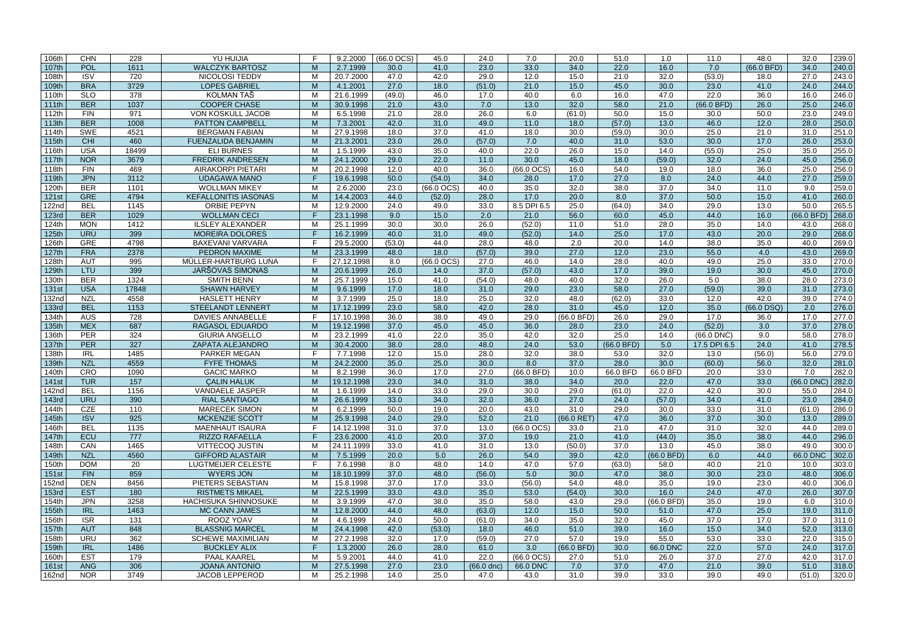| 106th | CHN | 228 | YU HUIJIA | F | 9.2.2000 | (66.0 OCS) | 45.0 | 24.0 | 7.0 | 20.0 | 51.0 | 1.0 | 11.0 | 48.0 | 32.0 | 239.0 |
|---|---|---|---|---|---|---|---|---|---|---|---|---|---|---|---|---|
| 107th | POL | 1611 | WALCZYK BARTOSZ | M | 2.7.1999 | 30.0 | 41.0 | 23.0 | 33.0 | 34.0 | 22.0 | 16.0 | 7.0 | (66.0 BFD) | 34.0 | 240.0 |
| 108th | ISV | 720 | NICOLOSI TEDDY | M | 20.7.2000 | 47.0 | 42.0 | 29.0 | 12.0 | 15.0 | 21.0 | 32.0 | (53.0) | 18.0 | 27.0 | 243.0 |
| 109th | BRA | 3729 | LOPES GABRIEL | M | 4.1.2001 | 27.0 | 18.0 | (51.0) | 21.0 | 15.0 | 45.0 | 30.0 | 23.0 | 41.0 | 24.0 | 244.0 |
| 110th | SLO | 378 | KOLMAN TAŠ | M | 21.6.1999 | (49.0) | 46.0 | 17.0 | 40.0 | 6.0 | 16.0 | 47.0 | 22.0 | 36.0 | 16.0 | 246.0 |
| 111th | BER | 1037 | COOPER CHASE | M | 30.9.1998 | 21.0 | 43.0 | 7.0 | 13.0 | 32.0 | 58.0 | 21.0 | (66.0 BFD) | 26.0 | 25.0 | 246.0 |
| 112th | FIN | 971 | VON KOSKULL JACOB | M | 6.5.1998 | 21.0 | 28.0 | 26.0 | 6.0 | (61.0) | 50.0 | 15.0 | 30.0 | 50.0 | 23.0 | 249.0 |
| 113th | BER | 1008 | PATTON CAMPBELL | M | 7.3.2001 | 42.0 | 31.0 | 49.0 | 11.0 | 18.0 | (57.0) | 13.0 | 46.0 | 12.0 | 28.0 | 250.0 |
| 114th | SWE | 4521 | BERGMAN FABIAN | M | 27.9.1998 | 18.0 | 37.0 | 41.0 | 18.0 | 30.0 | (59.0) | 30.0 | 25.0 | 21.0 | 31.0 | 251.0 |
| 115th | CHI | 460 | FUENZALIDA BENJAMIN | M | 21.3.2001 | 23.0 | 26.0 | (57.0) | 7.0 | 40.0 | 31.0 | 53.0 | 30.0 | 17.0 | 26.0 | 253.0 |
| 116th | USA | 18499 | ELI BURNES | M | 1.5.1999 | 43.0 | 35.0 | 40.0 | 22.0 | 26.0 | 15.0 | 14.0 | (55.0) | 25.0 | 35.0 | 255.0 |
| 117th | NOR | 3679 | FREDRIK ANDRESEN | M | 24.1.2000 | 29.0 | 22.0 | 11.0 | 30.0 | 45.0 | 18.0 | (59.0) | 32.0 | 24.0 | 45.0 | 256.0 |
| 118th | FIN | 469 | AIRAKORPI PIETARI | M | 20.2.1998 | 12.0 | 40.0 | 36.0 | (66.0 OCS) | 16.0 | 54.0 | 19.0 | 18.0 | 36.0 | 25.0 | 256.0 |
| 119th | JPN | 3112 | UDAGAWA MANO | F | 19.6.1998 | 50.0 | (54.0) | 34.0 | 28.0 | 17.0 | 27.0 | 8.0 | 24.0 | 44.0 | 27.0 | 259.0 |
| 120th | BER | 1101 | WOLLMAN MIKEY | M | 2.6.2000 | 23.0 | (66.0 OCS) | 40.0 | 35.0 | 32.0 | 38.0 | 37.0 | 34.0 | 11.0 | 9.0 | 259.0 |
| 121st | GRE | 4794 | KEFALLONITIS IASONAS | M | 14.4.2003 | 44.0 | (52.0) | 28.0 | 17.0 | 20.0 | 8.0 | 37.0 | 50.0 | 15.0 | 41.0 | 260.0 |
| 122nd | BEL | 1145 | ORBIE PEPYN | M | 12.9.2000 | 24.0 | 49.0 | 33.0 | 8.5 DPI 6.5 | 25.0 | (64.0) | 34.0 | 29.0 | 13.0 | 50.0 | 265.5 |
| 123rd | BER | 1029 | WOLLMAN CECI | F | 23.1.1998 | 9.0 | 15.0 | 2.0 | 21.0 | 56.0 | 60.0 | 45.0 | 44.0 | 16.0 | (66.0 BFD) | 268.0 |
| 124th | MON | 1412 | ILSLEY ALEXANDER | M | 25.1.1999 | 30.0 | 30.0 | 26.0 | (52.0) | 11.0 | 51.0 | 28.0 | 35.0 | 14.0 | 43.0 | 268.0 |
| 125th | URU | 399 | MOREIRA DOLORES | F | 16.2.1999 | 40.0 | 31.0 | 49.0 | (52.0) | 14.0 | 25.0 | 17.0 | 43.0 | 20.0 | 29.0 | 268.0 |
| 126th | GRE | 4798 | BAXEVANI VARVARA | F | 29.5.2000 | (53.0) | 44.0 | 28.0 | 48.0 | 2.0 | 20.0 | 14.0 | 38.0 | 35.0 | 40.0 | 269.0 |
| 127th | FRA | 2378 | PEDRON MAXIME | M | 23.3.1999 | 48.0 | 18.0 | (57.0) | 39.0 | 27.0 | 12.0 | 23.0 | 55.0 | 4.0 | 43.0 | 269.0 |
| 128th | AUT | 995 | MÜLLER-HARTBURG LUNA | F | 27.12.1998 | 8.0 | (66.0 OCS) | 27.0 | 46.0 | 14.0 | 28.0 | 40.0 | 49.0 | 25.0 | 33.0 | 270.0 |
| 129th | LTU | 399 | JARŠOVAS SIMONAS | M | 20.6.1999 | 26.0 | 14.0 | 37.0 | (57.0) | 43.0 | 17.0 | 39.0 | 19.0 | 30.0 | 45.0 | 270.0 |
| 130th | BER | 1324 | SMITH BENN | M | 25.7.1999 | 15.0 | 41.0 | (54.0) | 48.0 | 40.0 | 32.0 | 26.0 | 5.0 | 38.0 | 28.0 | 273.0 |
| 131st | USA | 17848 | SHAWN HARVEY | M | 9.6.1999 | 17.0 | 18.0 | 31.0 | 29.0 | 23.0 | 58.0 | 27.0 | (59.0) | 39.0 | 31.0 | 273.0 |
| 132nd | NZL | 4558 | HASLETT HENRY | M | 3.7.1999 | 25.0 | 18.0 | 25.0 | 32.0 | 48.0 | (62.0) | 33.0 | 12.0 | 42.0 | 39.0 | 274.0 |
| 133rd | BEL | 1153 | STEELANDT LENNERT | M | 17.12.1999 | 23.0 | 58.0 | 42.0 | 28.0 | 31.0 | 45.0 | 12.0 | 35.0 | (66.0 DSQ) | 2.0 | 276.0 |
| 134th | AUS | 728 | DAVIES ANNABELLE | F | 17.10.1998 | 36.0 | 38.0 | 49.0 | 29.0 | (66.0 BFD) | 26.0 | 29.0 | 17.0 | 36.0 | 17.0 | 277.0 |
| 135th | MEX | 687 | RAGASOL EDUARDO | M | 19.12.1998 | 37.0 | 45.0 | 45.0 | 36.0 | 28.0 | 23.0 | 24.0 | (52.0) | 3.0 | 37.0 | 278.0 |
| 136th | PER | 324 | GIURIA ANGELLO | M | 23.2.1999 | 41.0 | 22.0 | 35.0 | 42.0 | 32.0 | 25.0 | 14.0 | (66.0 DNC) | 9.0 | 58.0 | 278.0 |
| 137th | PER | 327 | ZAPATA ALEJANDRO | M | 30.4.2000 | 38.0 | 28.0 | 48.0 | 24.0 | 53.0 | (66.0 BFD) | 5.0 | 17.5 DPI 6.5 | 24.0 | 41.0 | 278.5 |
| 138th | IRL | 1485 | PARKER MEGAN | F | 7.7.1998 | 12.0 | 15.0 | 28.0 | 32.0 | 38.0 | 53.0 | 32.0 | 13.0 | (56.0) | 56.0 | 279.0 |
| 139th | NZL | 4559 | FYFE THOMAS | M | 24.2.2000 | 35.0 | 25.0 | 30.0 | 8.0 | 37.0 | 28.0 | 30.0 | (60.0) | 56.0 | 32.0 | 281.0 |
| 140th | CRO | 1090 | GACIC MARKO | M | 8.2.1998 | 36.0 | 17.0 | 27.0 | (66.0 BFD) | 10.0 | 66.0 BFD | 66.0 BFD | 20.0 | 33.0 | 7.0 | 282.0 |
| 141st | TUR | 157 | ÇALIN HALUK | M | 19.12.1998 | 23.0 | 34.0 | 31.0 | 38.0 | 34.0 | 20.0 | 22.0 | 47.0 | 33.0 | (66.0 DNC) | 282.0 |
| 142nd | BEL | 1156 | VANDAELE JASPER | M | 1.6.1999 | 14.0 | 33.0 | 29.0 | 30.0 | 29.0 | (61.0) | 22.0 | 42.0 | 30.0 | 55.0 | 284.0 |
| 143rd | URU | 390 | RIAL SANTIAGO | M | 26.6.1999 | 33.0 | 34.0 | 32.0 | 36.0 | 27.0 | 24.0 | (57.0) | 34.0 | 41.0 | 23.0 | 284.0 |
| 144th | CZE | 110 | MARECEK SIMON | M | 6.2.1999 | 50.0 | 19.0 | 20.0 | 43.0 | 31.0 | 29.0 | 30.0 | 33.0 | 31.0 | (61.0) | 286.0 |
| 145th | ISV | 925 | MCKENZIE SCOTT | M | 25.9.1998 | 24.0 | 29.0 | 52.0 | 21.0 | (66.0 RET) | 47.0 | 36.0 | 37.0 | 30.0 | 13.0 | 289.0 |
| 146th | BEL | 1135 | MAENHAUT ISAURA | F | 14.12.1998 | 31.0 | 37.0 | 13.0 | (66.0 OCS) | 33.0 | 21.0 | 47.0 | 31.0 | 32.0 | 44.0 | 289.0 |
| 147th | ECU | 777 | RIZZO RAFAELLA | F | 23.6.2000 | 41.0 | 20.0 | 37.0 | 19.0 | 21.0 | 41.0 | (44.0) | 35.0 | 38.0 | 44.0 | 296.0 |
| 148th | CAN | 1465 | VITTECOQ JUSTIN | M | 24.11.1999 | 33.0 | 41.0 | 31.0 | 13.0 | (50.0) | 37.0 | 13.0 | 45.0 | 38.0 | 49.0 | 300.0 |
| 149th | NZL | 4560 | GIFFORD ALASTAIR | M | 7.5.1999 | 20.0 | 5.0 | 26.0 | 54.0 | 39.0 | 42.0 | (66.0 BFD) | 6.0 | 44.0 | 66.0 DNC | 302.0 |
| 150th | DOM | 20 | LUGTMEIJER CELESTE | F | 7.6.1998 | 8.0 | 48.0 | 14.0 | 47.0 | 57.0 | (63.0) | 58.0 | 40.0 | 21.0 | 10.0 | 303.0 |
| 151st | FIN | 859 | WYERS JON | M | 18.10.1999 | 37.0 | 48.0 | (56.0) | 5.0 | 30.0 | 47.0 | 38.0 | 30.0 | 23.0 | 48.0 | 306.0 |
| 152nd | DEN | 8456 | PIETERS SEBASTIAN | M | 15.8.1998 | 37.0 | 17.0 | 33.0 | (56.0) | 54.0 | 48.0 | 35.0 | 19.0 | 23.0 | 40.0 | 306.0 |
| 153rd | EST | 180 | RISTMETS MIKAEL | M | 22.5.1999 | 33.0 | 43.0 | 35.0 | 53.0 | (54.0) | 30.0 | 16.0 | 24.0 | 47.0 | 26.0 | 307.0 |
| 154th | JPN | 3258 | HACHISUKA SHINNOSUKE | M | 3.9.1999 | 47.0 | 38.0 | 35.0 | 58.0 | 43.0 | 29.0 | (66.0 BFD) | 35.0 | 19.0 | 6.0 | 310.0 |
| 155th | IRL | 1463 | MC CANN JAMES | M | 12.8.2000 | 44.0 | 48.0 | (63.0) | 12.0 | 15.0 | 50.0 | 51.0 | 47.0 | 25.0 | 19.0 | 311.0 |
| 156th | ISR | 131 | ROOZ YOAV | M | 4.6.1999 | 24.0 | 50.0 | (61.0) | 34.0 | 35.0 | 32.0 | 45.0 | 37.0 | 17.0 | 37.0 | 311.0 |
| 157th | AUT | 848 | BLASSNIG MARCEL | M | 24.4.1998 | 42.0 | (53.0) | 18.0 | 46.0 | 51.0 | 39.0 | 16.0 | 15.0 | 34.0 | 52.0 | 313.0 |
| 158th | URU | 362 | SCHEWE MAXIMILIAN | M | 27.2.1998 | 32.0 | 17.0 | (59.0) | 27.0 | 57.0 | 19.0 | 55.0 | 53.0 | 33.0 | 22.0 | 315.0 |
| 159th | IRL | 1486 | BUCKLEY ALIX | F | 1.3.2000 | 26.0 | 28.0 | 61.0 | 3.0 | (66.0 BFD) | 30.0 | 66.0 DNC | 22.0 | 57.0 | 24.0 | 317.0 |
| 160th | EST | 179 | PAAL KAAREL | M | 5.9.2001 | 44.0 | 41.0 | 22.0 | (66.0 OCS) | 27.0 | 51.0 | 26.0 | 37.0 | 27.0 | 42.0 | 317.0 |
| 161st | ANG | 306 | JOANA ANTONIO | M | 27.5.1998 | 27.0 | 23.0 | (66.0 dnc) | 66.0 DNC | 7.0 | 37.0 | 47.0 | 21.0 | 39.0 | 51.0 | 318.0 |
| 162nd | NOR | 3749 | JACOB LEPPEROD | M | 25.2.1998 | 14.0 | 25.0 | 47.0 | 43.0 | 31.0 | 39.0 | 33.0 | 39.0 | 49.0 | (51.0) | 320.0 |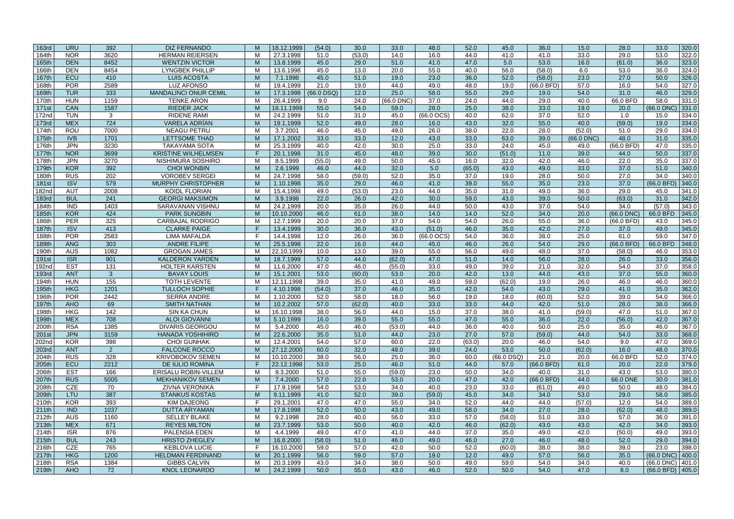| 163rd | URU | 392 | DIZ FERNANDO | M | 18.12.1999 | (54.0) | 30.0 | 33.0 | 48.0 | 52.0 | 45.0 | 36.0 | 15.0 | 28.0 | 33.0 | 320.0 |
|---|---|---|---|---|---|---|---|---|---|---|---|---|---|---|---|---|
| 164th | NOR | 3620 | HERMAN REIERSEN | M | 27.3.1998 | 51.0 | (53.0) | 14.0 | 16.0 | 44.0 | 41.0 | 41.0 | 33.0 | 29.0 | 53.0 | 322.0 |
| 165th | DEN | 8452 | WENTZIN VICTOR | M | 13.8.1999 | 45.0 | 29.0 | 51.0 | 41.0 | 47.0 | 5.0 | 53.0 | 16.0 | (61.0) | 36.0 | 323.0 |
| 166th | DEN | 8454 | LYNGBEK PHILLIP | M | 13.6.1998 | 45.0 | 13.0 | 20.0 | 55.0 | 40.0 | 56.0 | (58.0) | 6.0 | 53.0 | 36.0 | 324.0 |
| 167th | ECU | 410 | LUIS ACOSTA | M | 7.1.1998 | 45.0 | 51.0 | 19.0 | 23.0 | 36.0 | 52.0 | (58.0) | 23.0 | 27.0 | 50.0 | 326.0 |
| 168th | POR | 2589 | LUZ AFONSO | M | 19.4.1999 | 21.0 | 19.0 | 44.0 | 49.0 | 48.0 | 19.0 | (66.0 BFD) | 57.0 | 16.0 | 54.0 | 327.0 |
| 169th | TUR | 333 | MANDALINCI ONUR CEMIL | M | 17.3.1998 | (66.0 DSQ) | 12.0 | 25.0 | 58.0 | 55.0 | 29.0 | 19.0 | 54.0 | 31.0 | 46.0 | 329.0 |
| 170th | HUN | 1159 | TENKE ARON | M | 26.4.1999 | 9.0 | 24.0 | (66.0 DNC) | 37.0 | 24.0 | 44.0 | 29.0 | 40.0 | 66.0 BFD | 58.0 | 331.0 |
| 171st | CAN | 1587 | RIEDER JACK | M | 18.11.1999 | 55.0 | 54.0 | 59.0 | 28.0 | 25.0 | 38.0 | 33.0 | 19.0 | 20.0 | (66.0 DNC) | 331.0 |
| 172nd | TUN | 3 | RIDENE RAMI | M | 24.2.1999 | 51.0 | 31.0 | 45.0 | (66.0 OCS) | 40.0 | 62.0 | 37.0 | 52.0 | 1.0 | 15.0 | 334.0 |
| 173rd | MEX | 724 | VARELA ADRÍAN | M | 19.1.1999 | 52.0 | 49.0 | 28.0 | 16.0 | 43.0 | 32.0 | 55.0 | 40.0 | (59.0) | 19.0 | 334.0 |
| 174th | ROU | 7000 | NEAGU PETRU | M | 3.7.2001 | 46.0 | 45.0 | 49.0 | 26.0 | 38.0 | 22.0 | 28.0 | (52.0) | 51.0 | 29.0 | 334.0 |
| 175th | IVB | 1701 | LETTSOME THAD | M | 17.1.2002 | 33.0 | 33.0 | 12.0 | 43.0 | 33.0 | 63.0 | 39.0 | (66.0 DNC) | 48.0 | 31.0 | 335.0 |
| 176th | JPN | 3230 | TAKAYAMA SOTA | M | 25.3.1999 | 40.0 | 42.0 | 30.0 | 25.0 | 33.0 | 24.0 | 45.0 | 49.0 | (66.0 BFD) | 47.0 | 335.0 |
| 177th | NOR | 3699 | KRISTINE WILHELMSEN | F | 20.1.1998 | 31.0 | 45.0 | 48.0 | 39.0 | 30.0 | (51.0) | 11.0 | 39.0 | 44.0 | 50.0 | 337.0 |
| 178th | JPN | 3270 | NISHIMURA SOSHIRO | M | 8.5.1999 | (55.0) | 49.0 | 50.0 | 45.0 | 16.0 | 32.0 | 42.0 | 46.0 | 22.0 | 35.0 | 337.0 |
| 179th | KOR | 392 | CHOI WONBIN | M | 2.6.1999 | 46.0 | 44.0 | 32.0 | 5.0 | (65.0) | 43.0 | 49.0 | 33.0 | 37.0 | 51.0 | 340.0 |
| 180th | RUS | 202 | VOROBEV SERGEI | M | 24.7.1998 | 58.0 | (59.0) | 52.0 | 35.0 | 37.0 | 19.0 | 28.0 | 50.0 | 27.0 | 34.0 | 340.0 |
| 181st | ISV | 579 | MURPHY CHRISTOPHER | M | 1.10.1998 | 35.0 | 29.0 | 46.0 | 41.0 | 39.0 | 55.0 | 35.0 | 23.0 | 37.0 | (66.0 BFD) | 340.0 |
| 182nd | AUT | 2008 | KOIDL FLORIAN | M | 15.4.1998 | 49.0 | (53.0) | 23.0 | 44.0 | 35.0 | 31.0 | 49.0 | 36.0 | 29.0 | 45.0 | 341.0 |
| 183rd | BUL | 241 | GEORGI MAKSIMON | M | 3.9.1998 | 22.0 | 26.0 | 42.0 | 30.0 | 59.0 | 43.0 | 39.0 | 50.0 | (63.0) | 31.0 | 342.0 |
| 184th | IND | 1403 | SARAVANAN VISHNU | M | 24.2.1999 | 20.0 | 35.0 | 26.0 | 44.0 | 50.0 | 43.0 | 37.0 | 54.0 | 34.0 | (57.0) | 343.0 |
| 185th | KOR | 424 | PARK SUNGBIN | M | 10.10.2000 | 46.0 | 61.0 | 38.0 | 14.0 | 14.0 | 52.0 | 34.0 | 20.0 | (66.0 DNC) | 66.0 BFD | 345.0 |
| 186th | PER | 325 | CARBAJAL RODRIGO | M | 12.7.1999 | 20.0 | 20.0 | 37.0 | 54.0 | 54.0 | 26.0 | 55.0 | 36.0 | (66.0 BFD) | 43.0 | 345.0 |
| 187th | ISV | 413 | CLARKE PAIGE | F | 13.4.1999 | 30.0 | 36.0 | 43.0 | (51.0) | 46.0 | 35.0 | 42.0 | 27.0 | 37.0 | 49.0 | 345.0 |
| 188th | POR | 2583 | LIMA MAFALDA | F | 14.4.1998 | 12.0 | 26.0 | 36.0 | (66.0 OCS) | 54.0 | 36.0 | 38.0 | 25.0 | 61.0 | 59.0 | 347.0 |
| 189th | ANG | 303 | ANDRE FILIPE | M | 25.5.1998 | 22.0 | 16.0 | 44.0 | 45.0 | 46.0 | 26.0 | 54.0 | 29.0 | (66.0 BFD) | 66.0 BFD | 348.0 |
| 190th | AUS | 1082 | GROGAN JAMES | M | 22.10.1999 | 10.0 | 13.0 | 39.0 | 55.0 | 56.0 | 49.0 | 48.0 | 37.0 | (58.0) | 46.0 | 353.0 |
| 191st | ISR | 901 | KALDERON YARDEN | M | 18.7.1999 | 57.0 | 44.0 | (62.0) | 47.0 | 51.0 | 14.0 | 56.0 | 28.0 | 26.0 | 33.0 | 356.0 |
| 192nd | EST | 131 | HOLTER KARSTEN | M | 11.6.2000 | 47.0 | 46.0 | (55.0) | 33.0 | 49.0 | 39.0 | 21.0 | 32.0 | 54.0 | 37.0 | 358.0 |
| 193rd | ANT | 3 | BAVAY LOUIS | M | 15.1.2001 | 53.0 | (60.0) | 53.0 | 20.0 | 42.0 | 13.0 | 44.0 | 43.0 | 37.0 | 55.0 | 360.0 |
| 194th | HUN | 155 | TOTH LEVENTE | M | 12.11.1998 | 39.0 | 35.0 | 41.0 | 49.0 | 59.0 | (62.0) | 19.0 | 26.0 | 46.0 | 46.0 | 360.0 |
| 195th | HKG | 1201 | TULLOCH SOPHIE | F | 4.10.1998 | (54.0) | 37.0 | 46.0 | 35.0 | 42.0 | 54.0 | 43.0 | 29.0 | 41.0 | 35.0 | 362.0 |
| 196th | POR | 2442 | SERRA ANDRE | M | 1.10.2000 | 52.0 | 58.0 | 18.0 | 56.0 | 19.0 | 18.0 | (60.0) | 52.0 | 39.0 | 54.0 | 366.0 |
| 197th | AHO | 69 | SMITH NATHAN | M | 10.2.2002 | 57.0 | (62.0) | 40.0 | 33.0 | 33.0 | 44.0 | 42.0 | 51.0 | 28.0 | 38.0 | 366.0 |
| 198th | HKG | 142 | SIN KA CHUN | M | 16.10.1998 | 38.0 | 56.0 | 44.0 | 15.0 | 37.0 | 38.0 | 41.0 | (59.0) | 47.0 | 51.0 | 367.0 |
| 199th | MEX | 708 | ALOI GIOVANNI | M | 5.10.1999 | 16.0 | 39.0 | 55.0 | 55.0 | 47.0 | 55.0 | 36.0 | 22.0 | (56.0) | 42.0 | 367.0 |
| 200th | RSA | 1385 | DIVARIS GEORGOU | M | 5.4.2000 | 45.0 | 46.0 | (53.0) | 44.0 | 36.0 | 40.0 | 50.0 | 25.0 | 35.0 | 46.0 | 367.0 |
| 201st | JPN | 3159 | HANADA YOSHIHIRO | M | 22.6.2000 | 35.0 | 51.0 | 44.0 | 23.0 | 27.0 | 57.0 | (59.0) | 44.0 | 54.0 | 33.0 | 368.0 |
| 202nd | KOR | 398 | CHOI GUNHAK | M | 12.4.2001 | 54.0 | 57.0 | 60.0 | 22.0 | (63.0) | 20.0 | 46.0 | 54.0 | 9.0 | 47.0 | 369.0 |
| 203rd | ANT | 2 | FALCONE ROCCO | M | 27.12.2000 | 60.0 | 32.0 | 48.0 | 39.0 | 24.0 | 53.0 | 50.0 | (62.0) | 16.0 | 48.0 | 370.0 |
| 204th | RUS | 328 | KRIVOBOKOV SEMEN | M | 10.10.2000 | 38.0 | 56.0 | 25.0 | 36.0 | 60.0 | (66.0 DSQ) | 21.0 | 20.0 | 66.0 BFD | 52.0 | 374.0 |
| 205th | ECU | 2212 | DE IULIO ROMINA | F | 22.12.1998 | 53.0 | 25.0 | 46.0 | 51.0 | 44.0 | 57.0 | (66.0 BFD) | 61.0 | 20.0 | 22.0 | 379.0 |
| 206th | EST | 166 | ERISALU ROBIN-VILLEM | M | 9.3.2000 | 51.0 | 55.0 | (59.0) | 23.0 | 50.0 | 34.0 | 40.0 | 31.0 | 43.0 | 53.0 | 380.0 |
| 207th | RUS | 5005 | MEKHANIKOV SEMEN | M | 7.4.2000 | 57.0 | 22.0 | 53.0 | 20.0 | 47.0 | 42.0 | (66.0 BFD) | 44.0 | 66.0 DNE | 30.0 | 381.0 |
| 208th | CZE | 70 | ZIVNA VERONIKA | F | 17.9.1998 | 54.0 | 53.0 | 34.0 | 40.0 | 23.0 | 33.0 | (61.0) | 49.0 | 50.0 | 48.0 | 384.0 |
| 209th | LTU | 387 | STANKUS KOSTAS | M | 9.11.1999 | 41.0 | 52.0 | 39.0 | (59.0) | 45.0 | 34.0 | 34.0 | 53.0 | 29.0 | 58.0 | 385.0 |
| 210th | KOR | 393 | KIM DAJEONG | F | 29.1.2001 | 47.0 | 47.0 | 55.0 | 34.0 | 52.0 | 44.0 | 44.0 | (57.0) | 12.0 | 54.0 | 389.0 |
| 211th | IND | 1037 | DUTTA ARYAMAN | M | 17.8.1998 | 52.0 | 50.0 | 43.0 | 49.0 | 58.0 | 34.0 | 27.0 | 28.0 | (62.0) | 48.0 | 389.0 |
| 212th | AUS | 1160 | SELLEY BLAKE | M | 9.2.1998 | 28.0 | 40.0 | 56.0 | 33.0 | 57.0 | (58.0) | 51.0 | 33.0 | 57.0 | 36.0 | 391.0 |
| 213th | MEX | 671 | REYES MILTON | M | 23.7.1999 | 53.0 | 50.0 | 40.0 | 42.0 | 46.0 | (62.0) | 43.0 | 43.0 | 42.0 | 34.0 | 393.0 |
| 214th | ISR | 876 | PALENSIA EDEN | M | 4.4.1999 | 49.0 | 47.0 | 41.0 | 44.0 | 37.0 | 35.0 | 49.0 | 42.0 | (50.0) | 49.0 | 393.0 |
| 215th | BUL | 243 | HRISTO ZHEGLEV | M | 16.8.2000 | (58.0) | 51.0 | 46.0 | 49.0 | 46.0 | 27.0 | 46.0 | 48.0 | 52.0 | 29.0 | 394.0 |
| 216th | CZE | 765 | KEBLOVA LUCIE | F | 16.10.2000 | 59.0 | 57.0 | 42.0 | 50.0 | 52.0 | (60.0) | 38.0 | 38.0 | 39.0 | 23.0 | 398.0 |
| 217th | HKG | 1200 | HELDMAN FERDINAND | M | 20.1.1999 | 56.0 | 59.0 | 57.0 | 19.0 | 12.0 | 49.0 | 57.0 | 56.0 | 35.0 | (66.0 DNC) | 400.0 |
| 218th | RSA | 1384 | GIBBS CALVIN | M | 20.3.1999 | 43.0 | 34.0 | 38.0 | 50.0 | 49.0 | 59.0 | 54.0 | 34.0 | 40.0 | (66.0 DNC) | 401.0 |
| 219th | AHO | 72 | KNOL LEONARDO | M | 24.2.1999 | 50.0 | 55.0 | 43.0 | 46.0 | 52.0 | 50.0 | 54.0 | 47.0 | 8.0 | (66.0 BFD) | 405.0 |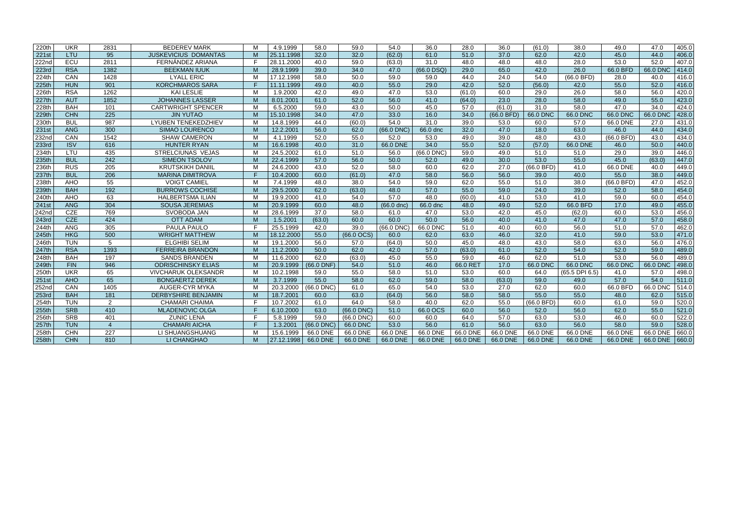| | | | | | | | | | | | | | | | | | |
|---|---|---|---|---|---|---|---|---|---|---|---|---|---|---|---|---|---|
| 220th | UKR | 2831 | BEDEREV MARK | M | 4.9.1999 | 58.0 | 59.0 | 54.0 | 36.0 | 28.0 | 36.0 | (61.0) | 38.0 | 49.0 | 47.0 | 405.0 |
| 221st | LTU | 95 | JUSKEVICIUS DOMANTAS | M | 25.11.1998 | 32.0 | 32.0 | (62.0) | 61.0 | 51.0 | 37.0 | 62.0 | 42.0 | 45.0 | 44.0 | 406.0 |
| 222nd | ECU | 2811 | FERNÁNDEZ ARIANA | F | 28.11.2000 | 40.0 | 59.0 | (63.0) | 31.0 | 48.0 | 48.0 | 48.0 | 28.0 | 53.0 | 52.0 | 407.0 |
| 223rd | RSA | 1382 | BEEKMAN IUUK | M | 28.9.1999 | 39.0 | 34.0 | 47.0 | (66.0 DSQ) | 29.0 | 65.0 | 42.0 | 26.0 | 66.0 BFD | 66.0 DNC | 414.0 |
| 224th | CAN | 1428 | LYALL ERIC | M | 17.12.1998 | 58.0 | 50.0 | 59.0 | 59.0 | 44.0 | 24.0 | 54.0 | (66.0 BFD) | 28.0 | 40.0 | 416.0 |
| 225th | HUN | 901 | KORCHMAROS SARA | F | 11.11.1999 | 49.0 | 40.0 | 55.0 | 29.0 | 42.0 | 52.0 | (56.0) | 42.0 | 55.0 | 52.0 | 416.0 |
| 226th | RSA | 1262 | KAI LESLIE | M | 1.9.2000 | 42.0 | 49.0 | 47.0 | 53.0 | (61.0) | 60.0 | 29.0 | 26.0 | 58.0 | 56.0 | 420.0 |
| 227th | AUT | 1852 | JOHANNES LASSER | M | 8.01.2001 | 61.0 | 52.0 | 56.0 | 41.0 | (64.0) | 23.0 | 28.0 | 58.0 | 49.0 | 55.0 | 423.0 |
| 228th | BAH | 101 | CARTWRIGHT SPENCER | M | 6.5.2000 | 59.0 | 43.0 | 50.0 | 45.0 | 57.0 | (61.0) | 31.0 | 58.0 | 47.0 | 34.0 | 424.0 |
| 229th | CHN | 225 | JIN YUTAO | M | 15.10.1998 | 34.0 | 47.0 | 33.0 | 16.0 | 34.0 | (66.0 BFD) | 66.0 DNC | 66.0 DNC | 66.0 DNC | 66.0 DNC | 428.0 |
| 230th | BUL | 987 | LYUBEN TENEKEDZHIEV | M | 14.8.1999 | 44.0 | (60.0) | 54.0 | 31.0 | 39.0 | 53.0 | 60.0 | 57.0 | 66.0 DNE | 27.0 | 431.0 |
| 231st | ANG | 300 | SIMAO LOURENCO | M | 12.2.2001 | 56.0 | 62.0 | (66.0 DNC) | 66.0 dnc | 32.0 | 47.0 | 18.0 | 63.0 | 46.0 | 44.0 | 434.0 |
| 232nd | CAN | 1542 | SHAW CAMERON | M | 4.1.1999 | 52.0 | 55.0 | 52.0 | 53.0 | 49.0 | 39.0 | 48.0 | 43.0 | (66.0 BFD) | 43.0 | 434.0 |
| 233rd | ISV | 616 | HUNTER RYAN | M | 16.6.1998 | 40.0 | 31.0 | 66.0 DNE | 34.0 | 55.0 | 52.0 | (57.0) | 66.0 DNE | 46.0 | 50.0 | 440.0 |
| 234th | LTU | 435 | STRELCIUNAS VEJAS | M | 24.5.2002 | 61.0 | 51.0 | 56.0 | (66.0 DNC) | 59.0 | 49.0 | 51.0 | 51.0 | 29.0 | 39.0 | 446.0 |
| 235th | BUL | 242 | SIMEON TSOLOV | M | 22.4.1999 | 57.0 | 56.0 | 50.0 | 52.0 | 49.0 | 30.0 | 53.0 | 55.0 | 45.0 | (63.0) | 447.0 |
| 236th | RUS | 205 | KRUTSKIKH DANIIL | M | 24.6.2000 | 43.0 | 52.0 | 58.0 | 60.0 | 62.0 | 27.0 | (66.0 BFD) | 41.0 | 66.0 DNE | 40.0 | 449.0 |
| 237th | BUL | 206 | MARINA DIMITROVA | F | 10.4.2000 | 60.0 | (61.0) | 47.0 | 58.0 | 56.0 | 56.0 | 39.0 | 40.0 | 55.0 | 38.0 | 449.0 |
| 238th | AHO | 55 | VOIGT CAMIEL | M | 7.4.1999 | 48.0 | 38.0 | 54.0 | 59.0 | 62.0 | 55.0 | 51.0 | 38.0 | (66.0 BFD) | 47.0 | 452.0 |
| 239th | BAH | 192 | BURROWS COCHISE | M | 29.5.2000 | 62.0 | (63.0) | 48.0 | 57.0 | 55.0 | 59.0 | 24.0 | 39.0 | 52.0 | 58.0 | 454.0 |
| 240th | AHO | 63 | HALBERTSMA ILIAN | M | 19.9.2000 | 41.0 | 54.0 | 57.0 | 48.0 | (60.0) | 41.0 | 53.0 | 41.0 | 59.0 | 60.0 | 454.0 |
| 241st | ANG | 304 | SOUSA JEREMIAS | M | 20.9.1999 | 60.0 | 48.0 | (66.0 dnc) | 66.0 dnc | 48.0 | 49.0 | 52.0 | 66.0 BFD | 17.0 | 49.0 | 455.0 |
| 242nd | CZE | 769 | SVOBODA JAN | M | 28.6.1999 | 37.0 | 58.0 | 61.0 | 47.0 | 53.0 | 42.0 | 45.0 | (62.0) | 60.0 | 53.0 | 456.0 |
| 243rd | CZE | 424 | OTT ADAM | M | 1.5.2001 | (63.0) | 60.0 | 60.0 | 50.0 | 56.0 | 40.0 | 41.0 | 47.0 | 47.0 | 57.0 | 458.0 |
| 244th | ANG | 305 | PAULA PAULO | F | 25.5.1999 | 42.0 | 39.0 | (66.0 DNC) | 66.0 DNC | 51.0 | 40.0 | 60.0 | 56.0 | 51.0 | 57.0 | 462.0 |
| 245th | HKG | 500 | WRIGHT MATTHEW | M | 18.12.2000 | 55.0 | (66.0 OCS) | 60.0 | 62.0 | 63.0 | 46.0 | 32.0 | 41.0 | 59.0 | 53.0 | 471.0 |
| 246th | TUN | 5 | ELGHIBI SELIM | M | 19.1.2000 | 56.0 | 57.0 | (64.0) | 50.0 | 45.0 | 48.0 | 43.0 | 58.0 | 63.0 | 56.0 | 476.0 |
| 247th | RSA | 1393 | FERREIRA BRANDON | M | 11.2.2000 | 50.0 | 62.0 | 42.0 | 57.0 | (63.0) | 61.0 | 52.0 | 54.0 | 52.0 | 59.0 | 489.0 |
| 248th | BAH | 197 | SANDS BRANDEN | M | 11.6.2000 | 62.0 | (63.0) | 45.0 | 55.0 | 59.0 | 46.0 | 62.0 | 51.0 | 53.0 | 56.0 | 489.0 |
| 249th | FIN | 946 | ODRISCHINSKY ELIAS | M | 20.9.1999 | (66.0 DNF) | 54.0 | 51.0 | 46.0 | 66.0 RET | 17.0 | 66.0 DNC | 66.0 DNC | 66.0 DNC | 66.0 DNC | 498.0 |
| 250th | UKR | 65 | VIVCHARUK OLEKSANDR | M | 10.2.1998 | 59.0 | 55.0 | 58.0 | 51.0 | 53.0 | 60.0 | 64.0 | (65.5 DPI 6.5) | 41.0 | 57.0 | 498.0 |
| 251st | AHO | 65 | BONGAERTZ DEREK | M | 3.7.1999 | 55.0 | 58.0 | 62.0 | 59.0 | 58.0 | (63.0) | 59.0 | 49.0 | 57.0 | 54.0 | 511.0 |
| 252nd | CAN | 1405 | AUGER-CYR MYKA | M | 20.3.2000 | (66.0 DNC) | 61.0 | 65.0 | 54.0 | 53.0 | 27.0 | 62.0 | 60.0 | 66.0 BFD | 66.0 DNC | 514.0 |
| 253rd | BAH | 181 | DERBYSHIRE BENJAMIN | M | 18.7.2001 | 60.0 | 63.0 | (64.0) | 56.0 | 58.0 | 58.0 | 55.0 | 55.0 | 48.0 | 62.0 | 515.0 |
| 254th | TUN | 2 | CHAMARI CHAIMA | F | 10.7.2002 | 61.0 | 64.0 | 58.0 | 40.0 | 62.0 | 55.0 | (66.0 BFD) | 60.0 | 61.0 | 59.0 | 520.0 |
| 255th | SRB | 410 | MLADENOVIC OLGA | F | 6.10.2000 | 63.0 | (66.0 DNC) | 51.0 | 66.0 OCS | 60.0 | 56.0 | 52.0 | 56.0 | 62.0 | 55.0 | 521.0 |
| 256th | SRB | 401 | ZUNIC LENA | F | 5.8.1999 | 59.0 | (66.0 DNC) | 60.0 | 60.0 | 64.0 | 57.0 | 63.0 | 53.0 | 46.0 | 60.0 | 522.0 |
| 257th | TUN | 4 | CHAMARI AICHA | F | 1.3.2001 | (66.0 DNC) | 66.0 DNC | 53.0 | 56.0 | 61.0 | 56.0 | 63.0 | 56.0 | 58.0 | 59.0 | 528.0 |
| 258th | CHN | 227 | LI SHUANGSHUANG | M | 15.6.1999 | 66.0 DNE | 66.0 DNE | 66.0 DNE | 66.0 DNE | 66.0 DNE | 66.0 DNE | 66.0 DNE | 66.0 DNE | 66.0 DNE | 66.0 DNE | 660.0 |
| 258th | CHN | 810 | LI CHANGHAO | M | 27.12.1998 | 66.0 DNE | 66.0 DNE | 66.0 DNE | 66.0 DNE | 66.0 DNE | 66.0 DNE | 66.0 DNE | 66.0 DNE | 66.0 DNE | 66.0 DNE | 660.0 |